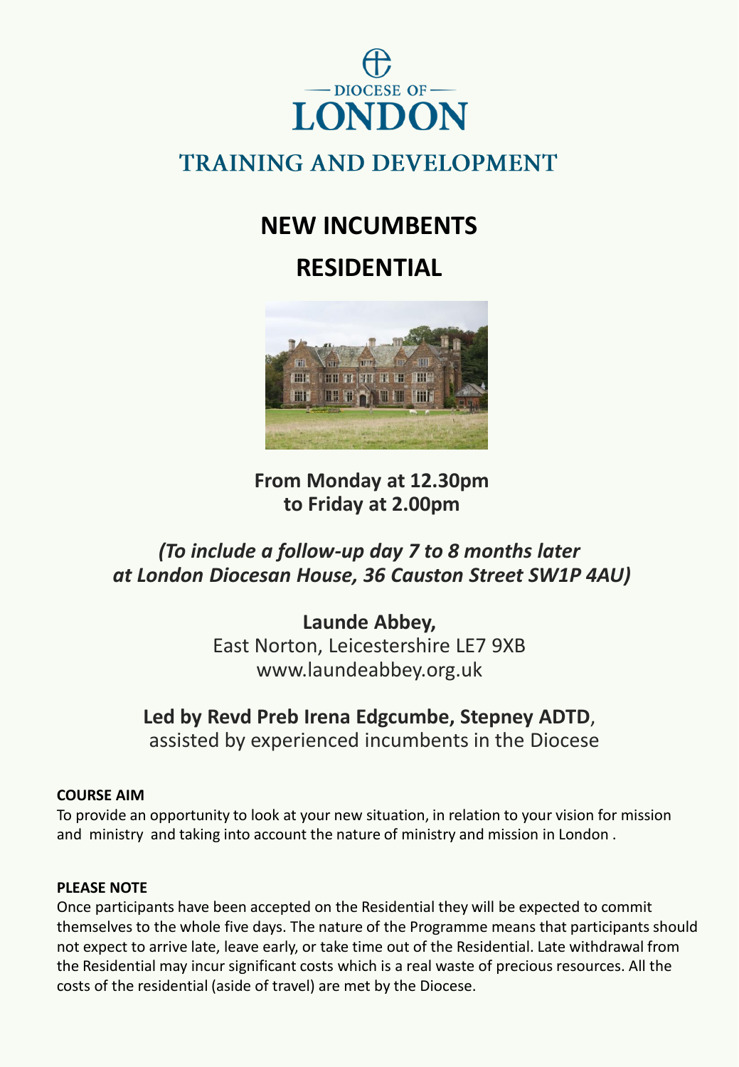DIOCESE OF LONDON

# TRAINING AND DEVELOPMENT

# NEW INCUMBENTS RESIDENTIAL

**From Monday at 12.30pm to Friday at 2.00pm**

***(To include a follow-up day 7 to 8 months later at London Diocesan House, 36 Causton Street SW1P 4AU)***

**Launde Abbey,**
East Norton, Leicestershire LE7 9XB
www.laundeabbey.org.uk

**Led by Revd Preb Irena Edgcumbe, Stepney ADTD**,
assisted by experienced incumbents in the Diocese

**COURSE AIM**

To provide an opportunity to look at your new situation, in relation to your vision for mission and ministry and taking into account the nature of ministry and mission in London .

**PLEASE NOTE**

Once participants have been accepted on the Residential they will be expected to commit themselves to the whole five days. The nature of the Programme means that participants should not expect to arrive late, leave early, or take time out of the Residential. Late withdrawal from the Residential may incur significant costs which is a real waste of precious resources. All the costs of the residential (aside of travel) are met by the Diocese.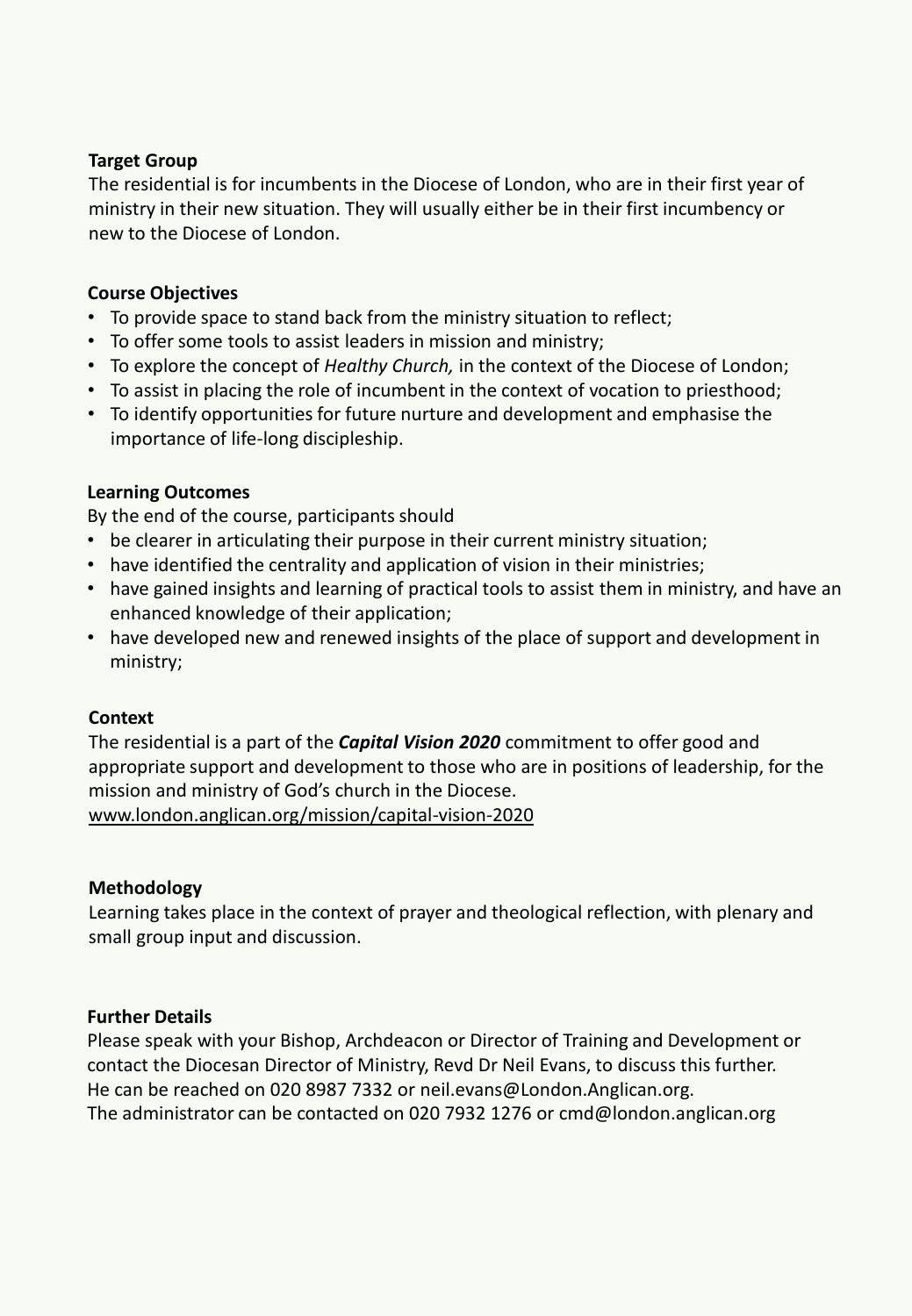**Target Group**

The residential is for incumbents in the Diocese of London, who are in their first year of ministry in their new situation. They will usually either be in their first incumbency or new to the Diocese of London.

**Course Objectives**

- To provide space to stand back from the ministry situation to reflect;
- To offer some tools to assist leaders in mission and ministry;
- To explore the concept of *Healthy Church,* in the context of the Diocese of London;
- To assist in placing the role of incumbent in the context of vocation to priesthood;
- To identify opportunities for future nurture and development and emphasise the importance of life-long discipleship.

**Learning Outcomes**

By the end of the course, participants should

- be clearer in articulating their purpose in their current ministry situation;
- have identified the centrality and application of vision in their ministries;
- have gained insights and learning of practical tools to assist them in ministry, and have an enhanced knowledge of their application;
- have developed new and renewed insights of the place of support and development in ministry;

**Context**

The residential is a part of the ***Capital Vision 2020*** commitment to offer good and appropriate support and development to those who are in positions of leadership, for the mission and ministry of God's church in the Diocese.
www.london.anglican.org/mission/capital-vision-2020

**Methodology**

Learning takes place in the context of prayer and theological reflection, with plenary and small group input and discussion.

**Further Details**

Please speak with your Bishop, Archdeacon or Director of Training and Development or contact the Diocesan Director of Ministry, Revd Dr Neil Evans, to discuss this further.
He can be reached on 020 8987 7332 or neil.evans@London.Anglican.org.
The administrator can be contacted on 020 7932 1276 or cmd@london.anglican.org